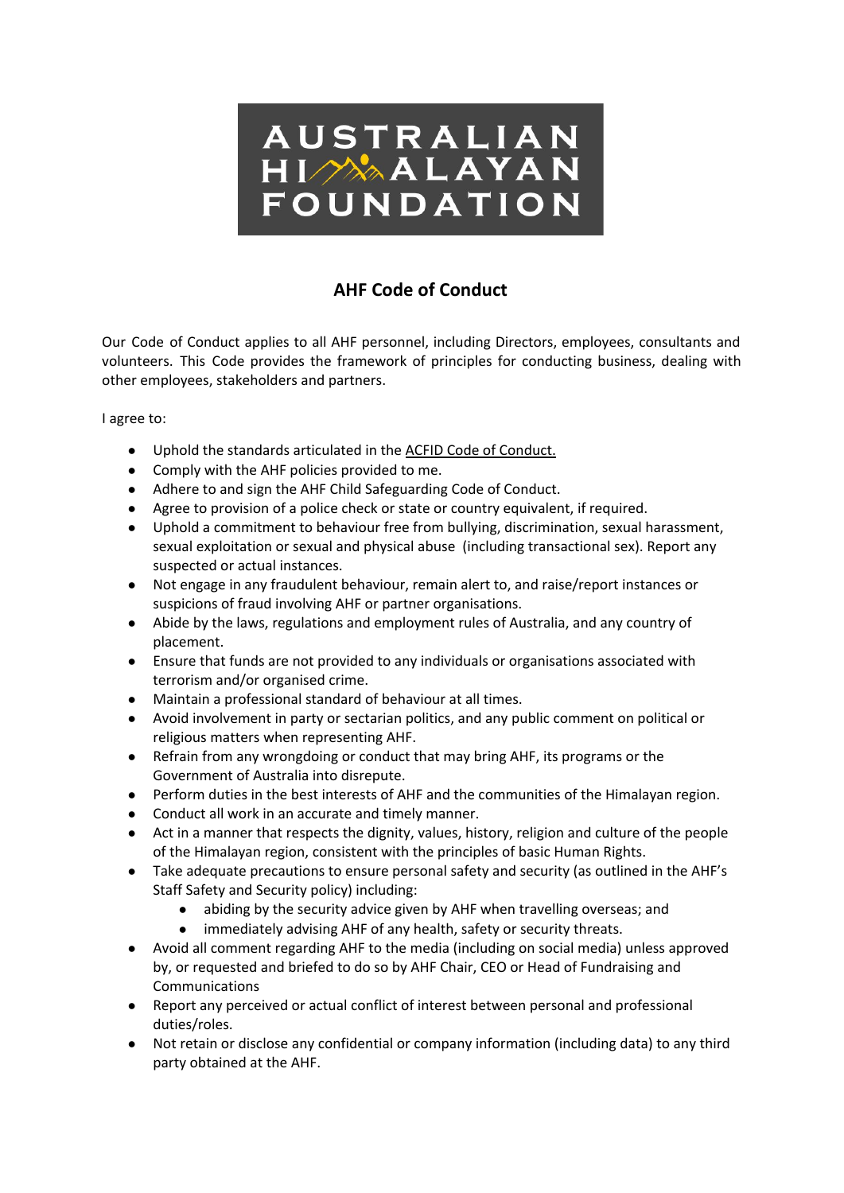AUSTRALIAN HIMALAYAN FOUNDATION

# AHF Code of Conduct

Our Code of Conduct applies to all AHF personnel, including Directors, employees, consultants and volunteers. This Code provides the framework of principles for conducting business, dealing with other employees, stakeholders and partners.

I agree to:

- Uphold the standards articulated in the ACFID Code of Conduct.
- Comply with the AHF policies provided to me.
- Adhere to and sign the AHF Child Safeguarding Code of Conduct.
- Agree to provision of a police check or state or country equivalent, if required.
- Uphold a commitment to behaviour free from bullying, discrimination, sexual harassment, sexual exploitation or sexual and physical abuse (including transactional sex). Report any suspected or actual instances.
- Not engage in any fraudulent behaviour, remain alert to, and raise/report instances or suspicions of fraud involving AHF or partner organisations.
- Abide by the laws, regulations and employment rules of Australia, and any country of placement.
- Ensure that funds are not provided to any individuals or organisations associated with terrorism and/or organised crime.
- Maintain a professional standard of behaviour at all times.
- Avoid involvement in party or sectarian politics, and any public comment on political or religious matters when representing AHF.
- Refrain from any wrongdoing or conduct that may bring AHF, its programs or the Government of Australia into disrepute.
- Perform duties in the best interests of AHF and the communities of the Himalayan region.
- Conduct all work in an accurate and timely manner.
- Act in a manner that respects the dignity, values, history, religion and culture of the people of the Himalayan region, consistent with the principles of basic Human Rights.
- Take adequate precautions to ensure personal safety and security (as outlined in the AHF's Staff Safety and Security policy) including:
  - abiding by the security advice given by AHF when travelling overseas; and
  - immediately advising AHF of any health, safety or security threats.
- Avoid all comment regarding AHF to the media (including on social media) unless approved by, or requested and briefed to do so by AHF Chair, CEO or Head of Fundraising and Communications
- Report any perceived or actual conflict of interest between personal and professional duties/roles.
- Not retain or disclose any confidential or company information (including data) to any third party obtained at the AHF.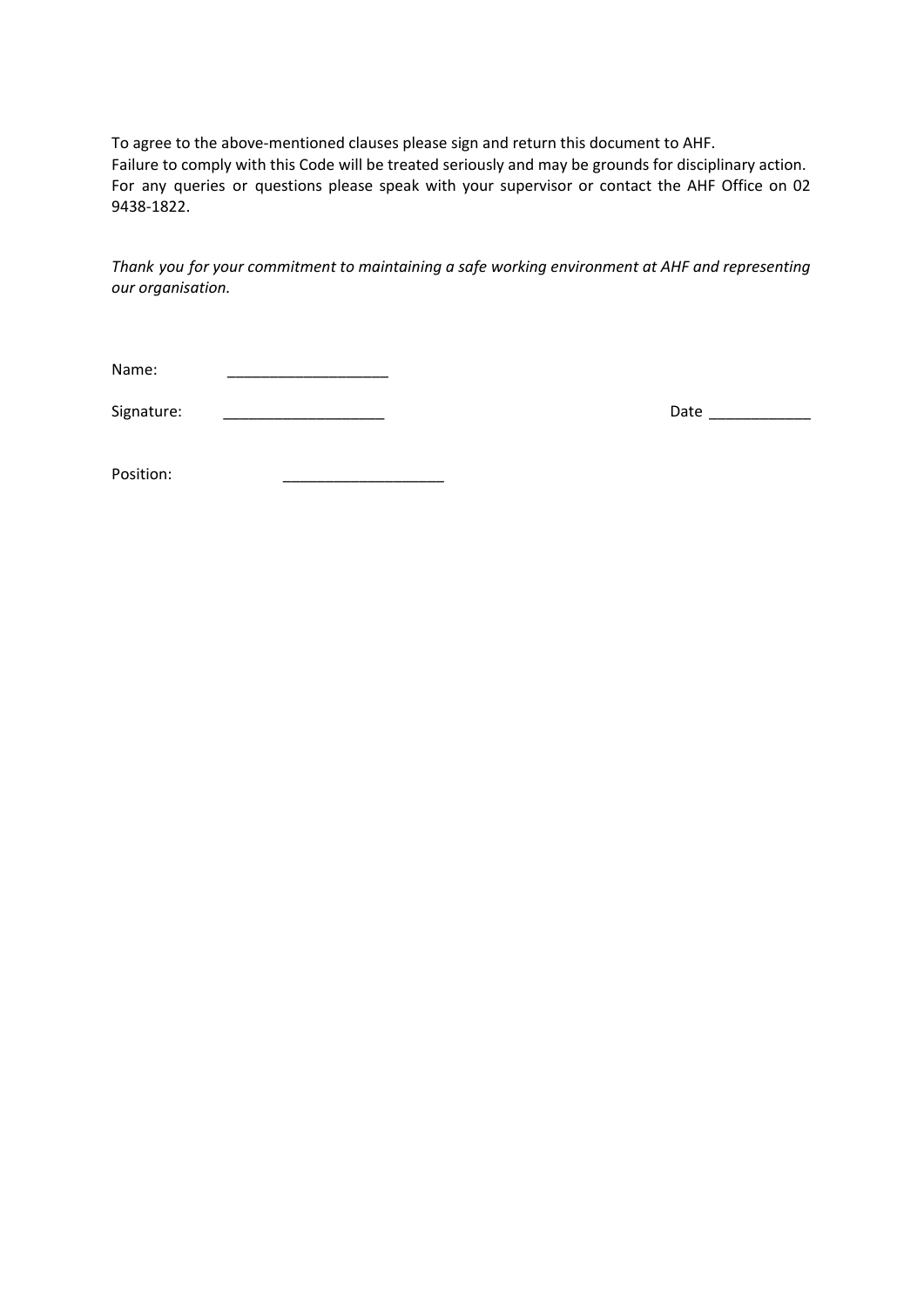To agree to the above-mentioned clauses please sign and return this document to AHF.
Failure to comply with this Code will be treated seriously and may be grounds for disciplinary action.
For any queries or questions please speak with your supervisor or contact the AHF Office on 02 9438-1822.

*Thank you for your commitment to maintaining a safe working environment at AHF and representing our organisation.*

Name: ___________________

Signature: ___________________ Date ____________

Position: ___________________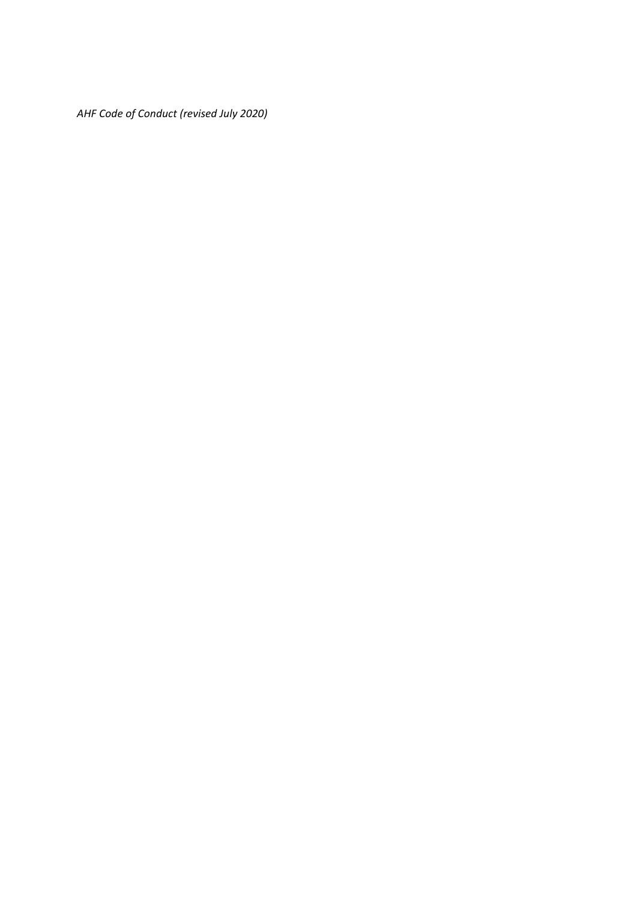*AHF Code of Conduct (revised July 2020)*